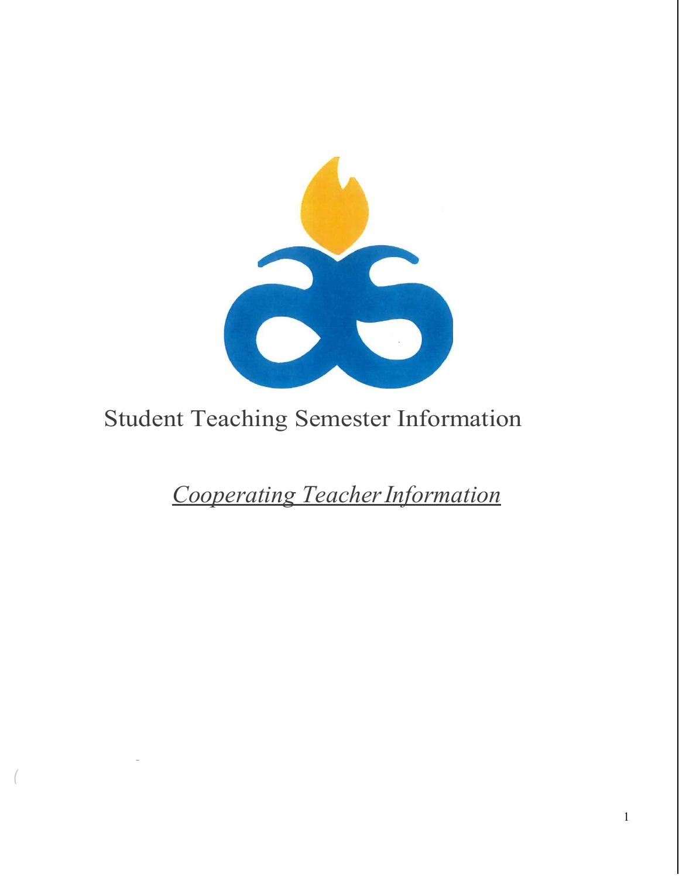# Student Teaching Semester Information

## *Cooperating Teacher Information*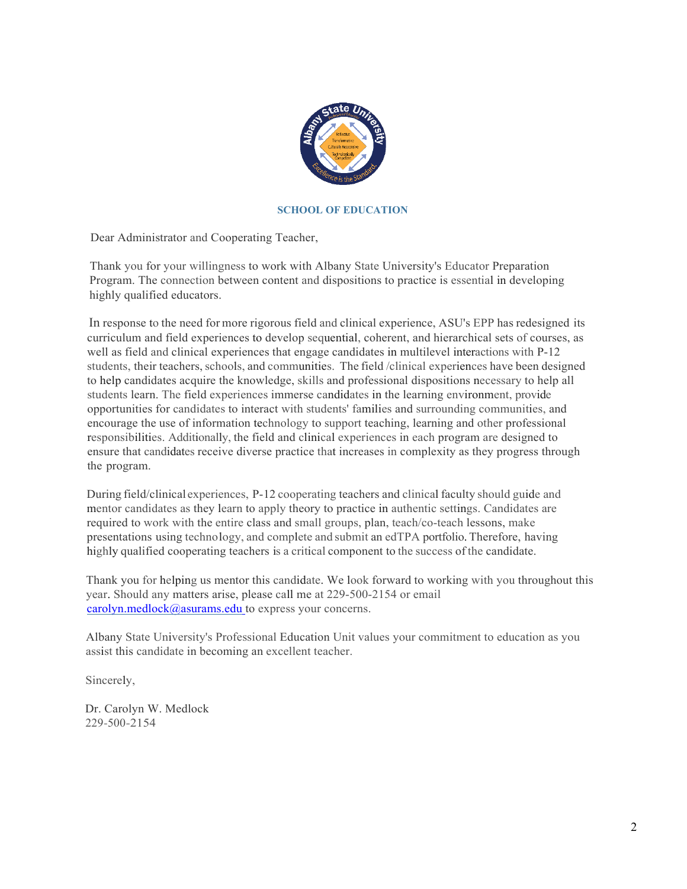**SCHOOL OF EDUCATION**

Dear Administrator and Cooperating Teacher,

Thank you for your willingness to work with Albany State University's Educator Preparation Program. The connection between content and dispositions to practice is essential in developing highly qualified educators.

In response to the need for more rigorous field and clinical experience, ASU's EPP has redesigned its curriculum and field experiences to develop sequential, coherent, and hierarchical sets of courses, as well as field and clinical experiences that engage candidates in multilevel interactions with P-12 students, their teachers, schools, and communities. The field /clinical experiences have been designed to help candidates acquire the knowledge, skills and professional dispositions necessary to help all students learn. The field experiences immerse candidates in the learning environment, provide opportunities for candidates to interact with students' families and surrounding communities, and encourage the use of information technology to support teaching, learning and other professional responsibilities. Additionally, the field and clinical experiences in each program are designed to ensure that candidates receive diverse practice that increases in complexity as they progress through the program.

During field/clinical experiences, P-12 cooperating teachers and clinical faculty should guide and mentor candidates as they learn to apply theory to practice in authentic settings. Candidates are required to work with the entire class and small groups, plan, teach/co-teach lessons, make presentations using technology, and complete and submit an edTPA portfolio. Therefore, having highly qualified cooperating teachers is a critical component to the success of the candidate.

Thank you for helping us mentor this candidate. We look forward to working with you throughout this year. Should any matters arise, please call me at 229-500-2154 or email carolyn.medlock@asurams.edu to express your concerns.

Albany State University's Professional Education Unit values your commitment to education as you assist this candidate in becoming an excellent teacher.

Sincerely,

Dr. Carolyn W. Medlock
229-500-2154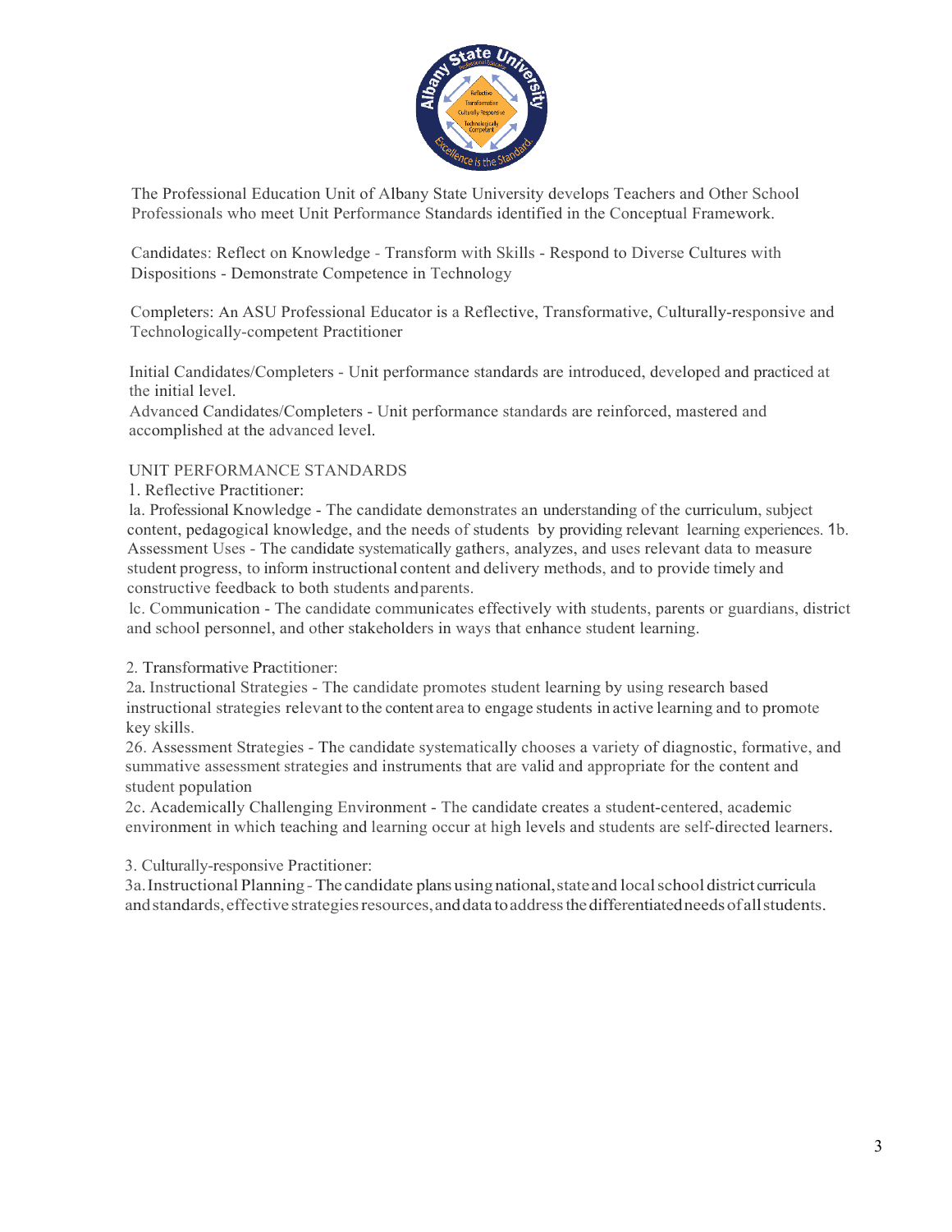The Professional Education Unit of Albany State University develops Teachers and Other School Professionals who meet Unit Performance Standards identified in the Conceptual Framework.

Candidates: Reflect on Knowledge - Transform with Skills - Respond to Diverse Cultures with Dispositions - Demonstrate Competence in Technology

Completers: An ASU Professional Educator is a Reflective, Transformative, Culturally-responsive and Technologically-competent Practitioner

Initial Candidates/Completers - Unit performance standards are introduced, developed and practiced at the initial level.
Advanced Candidates/Completers - Unit performance standards are reinforced, mastered and accomplished at the advanced level.

UNIT PERFORMANCE STANDARDS

1. Reflective Practitioner:

la. Professional Knowledge - The candidate demonstrates an understanding of the curriculum, subject content, pedagogical knowledge, and the needs of students by providing relevant learning experiences. 1b. Assessment Uses - The candidate systematically gathers, analyzes, and uses relevant data to measure student progress, to inform instructional content and delivery methods, and to provide timely and constructive feedback to both students and parents.

lc. Communication - The candidate communicates effectively with students, parents or guardians, district and school personnel, and other stakeholders in ways that enhance student learning.

2. Transformative Practitioner:

2a. Instructional Strategies - The candidate promotes student learning by using research based instructional strategies relevant to the content area to engage students in active learning and to promote key skills.

26. Assessment Strategies - The candidate systematically chooses a variety of diagnostic, formative, and summative assessment strategies and instruments that are valid and appropriate for the content and student population

2c. Academically Challenging Environment - The candidate creates a student-centered, academic environment in which teaching and learning occur at high levels and students are self-directed learners.

3. Culturally-responsive Practitioner:

3a. Instructional Planning - The candidate plans using national, state and local school district curricula and standards, effective strategies resources, and data to address the differentiated needs of all students.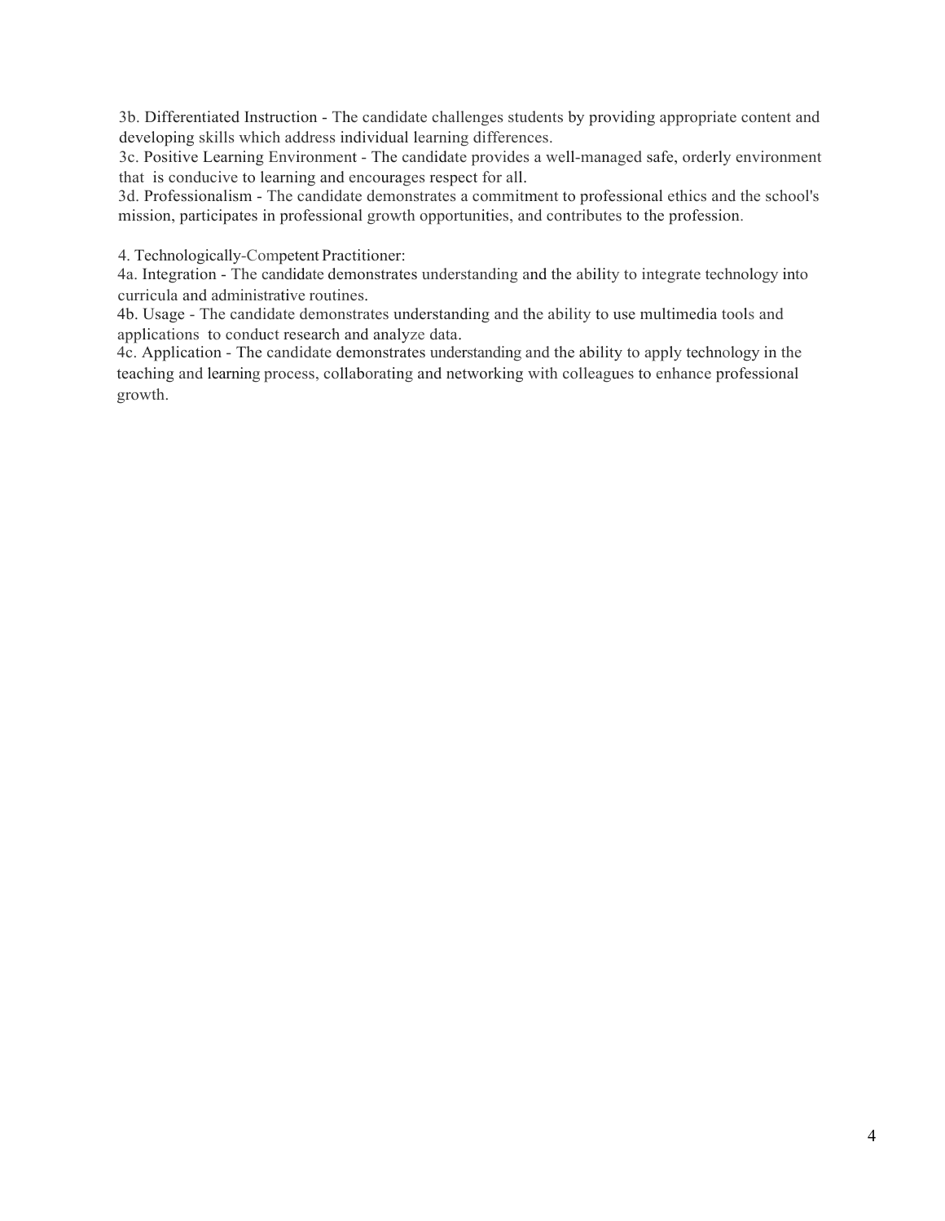3b. Differentiated Instruction - The candidate challenges students by providing appropriate content and developing skills which address individual learning differences.
3c. Positive Learning Environment - The candidate provides a well-managed safe, orderly environment that is conducive to learning and encourages respect for all.
3d. Professionalism - The candidate demonstrates a commitment to professional ethics and the school's mission, participates in professional growth opportunities, and contributes to the profession.

4. Technologically-Competent Practitioner:
4a. Integration - The candidate demonstrates understanding and the ability to integrate technology into curricula and administrative routines.
4b. Usage - The candidate demonstrates understanding and the ability to use multimedia tools and applications to conduct research and analyze data.
4c. Application - The candidate demonstrates understanding and the ability to apply technology in the teaching and learning process, collaborating and networking with colleagues to enhance professional growth.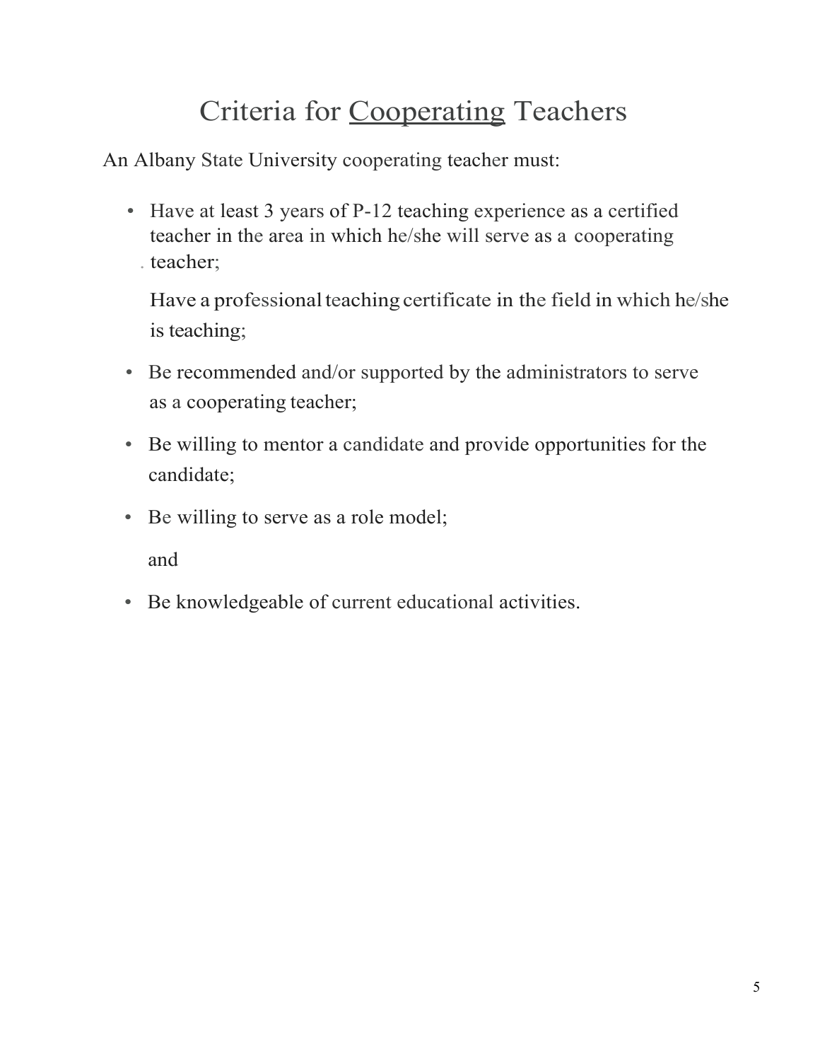# Criteria for <u>Cooperating</u> Teachers

An Albany State University cooperating teacher must:

- Have at least 3 years of P-12 teaching experience as a certified teacher in the area in which he/she will serve as a cooperating teacher;
- Have a professional teaching certificate in the field in which he/she is teaching;
- Be recommended and/or supported by the administrators to serve as a cooperating teacher;
- Be willing to mentor a candidate and provide opportunities for the candidate;
- Be willing to serve as a role model;

  and

- Be knowledgeable of current educational activities.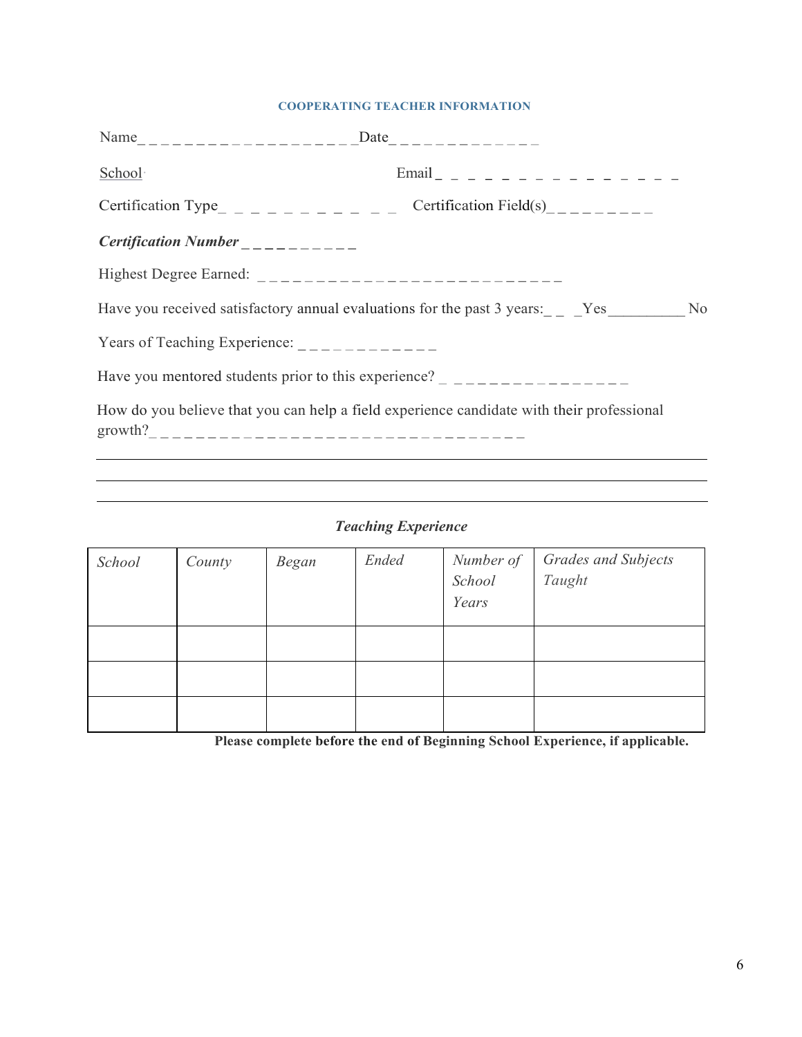## COOPERATING TEACHER INFORMATION

Name_ _ _ _ _ _ _ _ _ _ _ _ _ _ _ _ _ _ _Date_ _ _ _ _ _ _ _ _ _ _ _ _

School Email _ _ _ _ _ _ _ _ _ _ _ _ _ _ _ _

Certification Type_ _ _ _ _ _ _ _ _ _ _ _ _ Certification Field(s)_ _ _ _ _ _ _ _ _

***Certification Number*** _ _ _ _ _ _ _ _ _ _

Highest Degree Earned: _ _ _ _ _ _ _ _ _ _ _ _ _ _ _ _ _ _ _ _ _ _ _ _ _ _ _

Have you received satisfactory annual evaluations for the past 3 years:_ _ _Yes__________ No

Years of Teaching Experience: _ _ _ _ _ _ _ _ _ _ _ _ _

Have you mentored students prior to this experience? _ _ _ _ _ _ _ _ _ _ _ _ _ _ _ _ _

How do you believe that you can help a field experience candidate with their professional growth?_ _ _ _ _ _ _ _ _ _ _ _ _ _ _ _ _ _ _ _ _ _ _ _ _ _ _ _ _ _ _ _ _ _

___________________________________________________________________________

___________________________________________________________________________

___________________________________________________________________________

### *Teaching Experience*

| *School* | *County* | *Began* | *Ended* | *Number of School Years* | *Grades and Subjects Taught* |
|---|---|---|---|---|---|
| | | | | | |
| | | | | | |
| | | | | | |

**Please complete before the end of Beginning School Experience, if applicable.**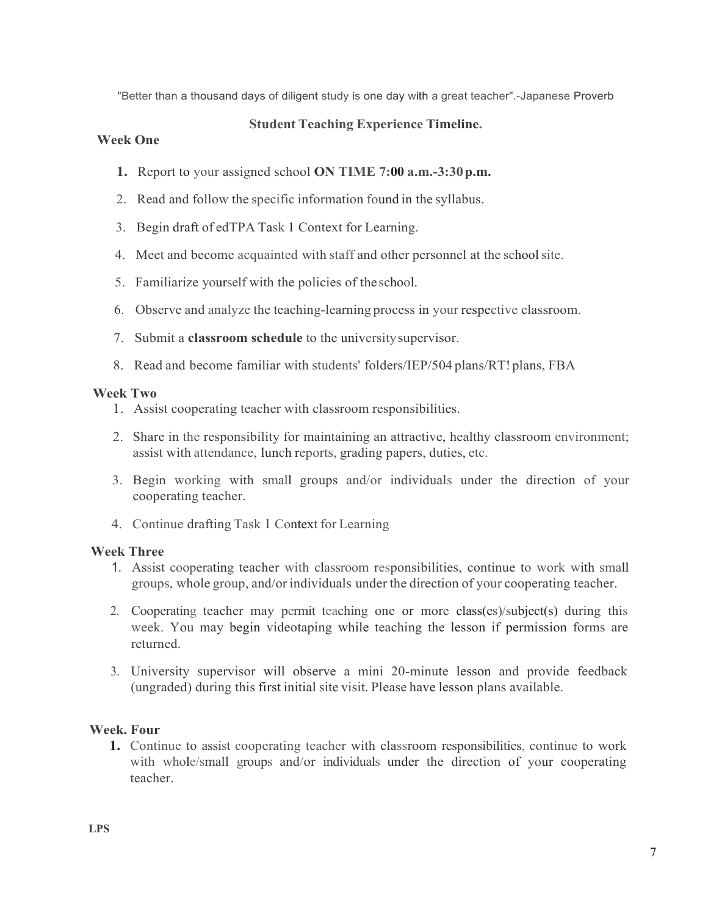"Better than a thousand days of diligent study is one day with a great teacher".-Japanese Proverb

## Student Teaching Experience Timeline.

### Week One

1. Report to your assigned school **ON TIME 7:00 a.m.-3:30 p.m.**
2. Read and follow the specific information found in the syllabus.
3. Begin draft of edTPA Task 1 Context for Learning.
4. Meet and become acquainted with staff and other personnel at the school site.
5. Familiarize yourself with the policies of the school.
6. Observe and analyze the teaching-learning process in your respective classroom.
7. Submit a **classroom schedule** to the university supervisor.
8. Read and become familiar with students' folders/IEP/504 plans/RT! plans, FBA

### Week Two

1. Assist cooperating teacher with classroom responsibilities.
2. Share in the responsibility for maintaining an attractive, healthy classroom environment; assist with attendance, lunch reports, grading papers, duties, etc.
3. Begin working with small groups and/or individuals under the direction of your cooperating teacher.
4. Continue drafting Task 1 Context for Learning

### Week Three

1. Assist cooperating teacher with classroom responsibilities, continue to work with small groups, whole group, and/or individuals under the direction of your cooperating teacher.
2. Cooperating teacher may permit teaching one or more class(es)/subject(s) during this week. You may begin videotaping while teaching the lesson if permission forms are returned.
3. University supervisor will observe a mini 20-minute lesson and provide feedback (ungraded) during this first initial site visit. Please have lesson plans available.

### Week. Four

1. Continue to assist cooperating teacher with classroom responsibilities, continue to work with whole/small groups and/or individuals under the direction of your cooperating teacher.

LPS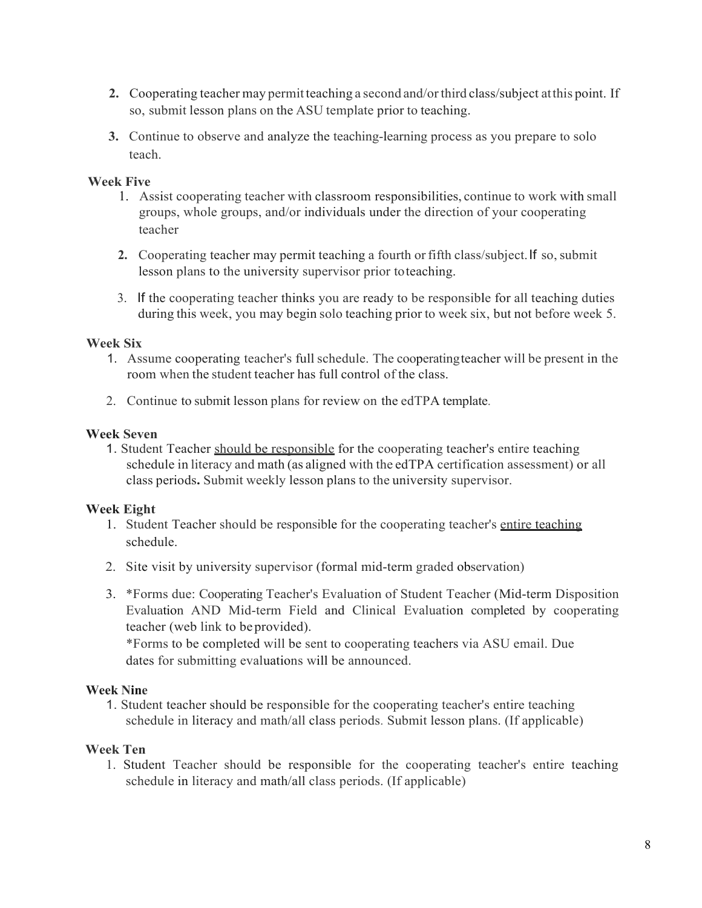2. Cooperating teacher may permit teaching a second and/or third class/subject at this point. If so, submit lesson plans on the ASU template prior to teaching.

3. Continue to observe and analyze the teaching-learning process as you prepare to solo teach.

**Week Five**

1. Assist cooperating teacher with classroom responsibilities, continue to work with small groups, whole groups, and/or individuals under the direction of your cooperating teacher

2. Cooperating teacher may permit teaching a fourth or fifth class/subject. If so, submit lesson plans to the university supervisor prior to teaching.

3. If the cooperating teacher thinks you are ready to be responsible for all teaching duties during this week, you may begin solo teaching prior to week six, but not before week 5.

**Week Six**

1. Assume cooperating teacher's full schedule. The cooperating teacher will be present in the room when the student teacher has full control of the class.

2. Continue to submit lesson plans for review on the edTPA template.

**Week Seven**

1. Student Teacher <u>should be responsible</u> for the cooperating teacher's entire teaching schedule in literacy and math (as aligned with the edTPA certification assessment) or all class periods**.** Submit weekly lesson plans to the university supervisor.

**Week Eight**

1. Student Teacher should be responsible for the cooperating teacher's <u>entire teaching</u> schedule.

2. Site visit by university supervisor (formal mid-term graded observation)

3. *Forms due: Cooperating Teacher's Evaluation of Student Teacher (Mid-term Disposition Evaluation AND Mid-term Field and Clinical Evaluation completed by cooperating teacher (web link to be provided).
   *Forms to be completed will be sent to cooperating teachers via ASU email. Due dates for submitting evaluations will be announced.

**Week Nine**

1. Student teacher should be responsible for the cooperating teacher's entire teaching schedule in literacy and math/all class periods. Submit lesson plans. (If applicable)

**Week Ten**

1. Student Teacher should be responsible for the cooperating teacher's entire teaching schedule in literacy and math/all class periods. (If applicable)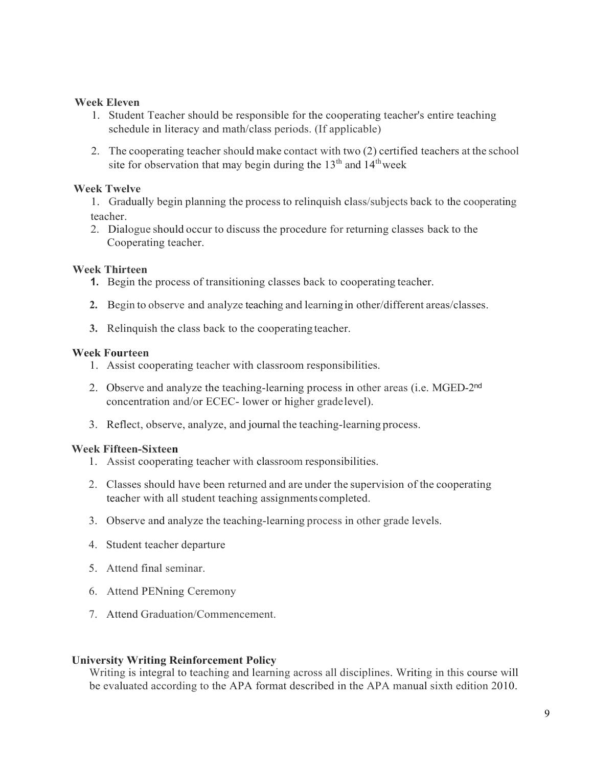**Week Eleven**

1. Student Teacher should be responsible for the cooperating teacher's entire teaching schedule in literacy and math/class periods. (If applicable)
2. The cooperating teacher should make contact with two (2) certified teachers at the school site for observation that may begin during the 13th and 14th week

**Week Twelve**

1. Gradually begin planning the process to relinquish class/subjects back to the cooperating teacher.
2. Dialogue should occur to discuss the procedure for returning classes back to the Cooperating teacher.

**Week Thirteen**

1. Begin the process of transitioning classes back to cooperating teacher.
2. Begin to observe and analyze teaching and learning in other/different areas/classes.
3. Relinquish the class back to the cooperating teacher.

**Week Fourteen**

1. Assist cooperating teacher with classroom responsibilities.
2. Observe and analyze the teaching-learning process in other areas (i.e. MGED-2nd concentration and/or ECEC- lower or higher grade level).
3. Reflect, observe, analyze, and journal the teaching-learning process.

**Week Fifteen-Sixteen**

1. Assist cooperating teacher with classroom responsibilities.
2. Classes should have been returned and are under the supervision of the cooperating teacher with all student teaching assignments completed.
3. Observe and analyze the teaching-learning process in other grade levels.
4. Student teacher departure
5. Attend final seminar.
6. Attend PENning Ceremony
7. Attend Graduation/Commencement.

**University Writing Reinforcement Policy**

Writing is integral to teaching and learning across all disciplines. Writing in this course will be evaluated according to the APA format described in the APA manual sixth edition 2010.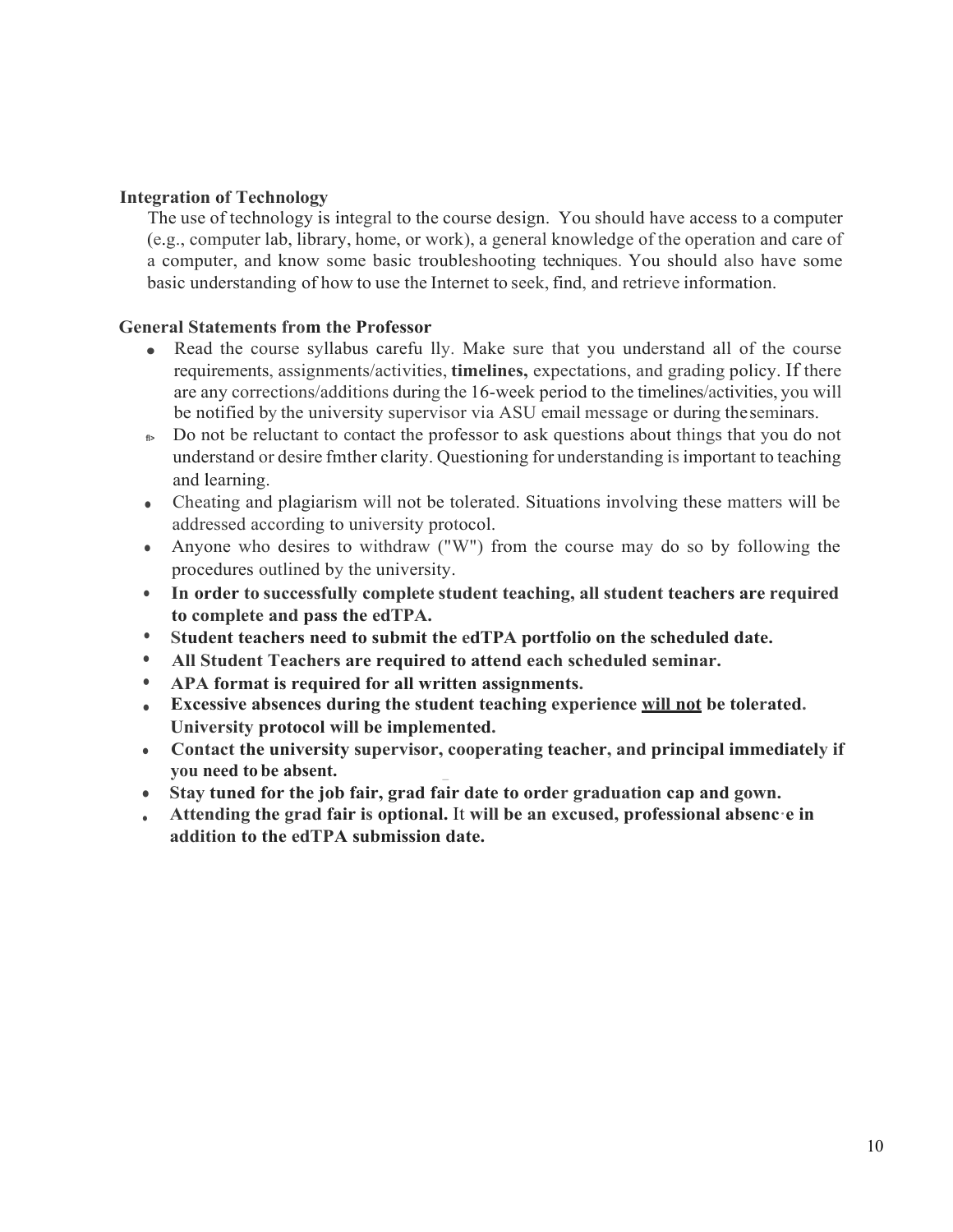**Integration of Technology**

The use of technology is integral to the course design. You should have access to a computer (e.g., computer lab, library, home, or work), a general knowledge of the operation and care of a computer, and know some basic troubleshooting techniques. You should also have some basic understanding of how to use the Internet to seek, find, and retrieve information.

**General Statements from the Professor**

- Read the course syllabus carefu lly. Make sure that you understand all of the course requirements, assignments/activities, **timelines,** expectations, and grading policy. If there are any corrections/additions during the 16-week period to the timelines/activities, you will be notified by the university supervisor via ASU email message or during theseminars.
- Do not be reluctant to contact the professor to ask questions about things that you do not understand or desire fmther clarity. Questioning for understanding is important to teaching and learning.
- Cheating and plagiarism will not be tolerated. Situations involving these matters will be addressed according to university protocol.
- Anyone who desires to withdraw ("W") from the course may do so by following the procedures outlined by the university.
- **In order to successfully complete student teaching, all student teachers are required to complete and pass the edTPA.**
- **Student teachers need to submit the edTPA portfolio on the scheduled date.**
- **All Student Teachers are required to attend each scheduled seminar.**
- **APA format is required for all written assignments.**
- **Excessive absences during the student teaching experience <u>will not</u> be tolerated. University protocol will be implemented.**
- **Contact the university supervisor, cooperating teacher, and principal immediately if you need to be absent.**
- **Stay tuned for the job fair, grad fair date to order graduation cap and gown.**
- **Attending the grad fair is optional.** It **will be an excused, professional absence in addition to the edTPA submission date.**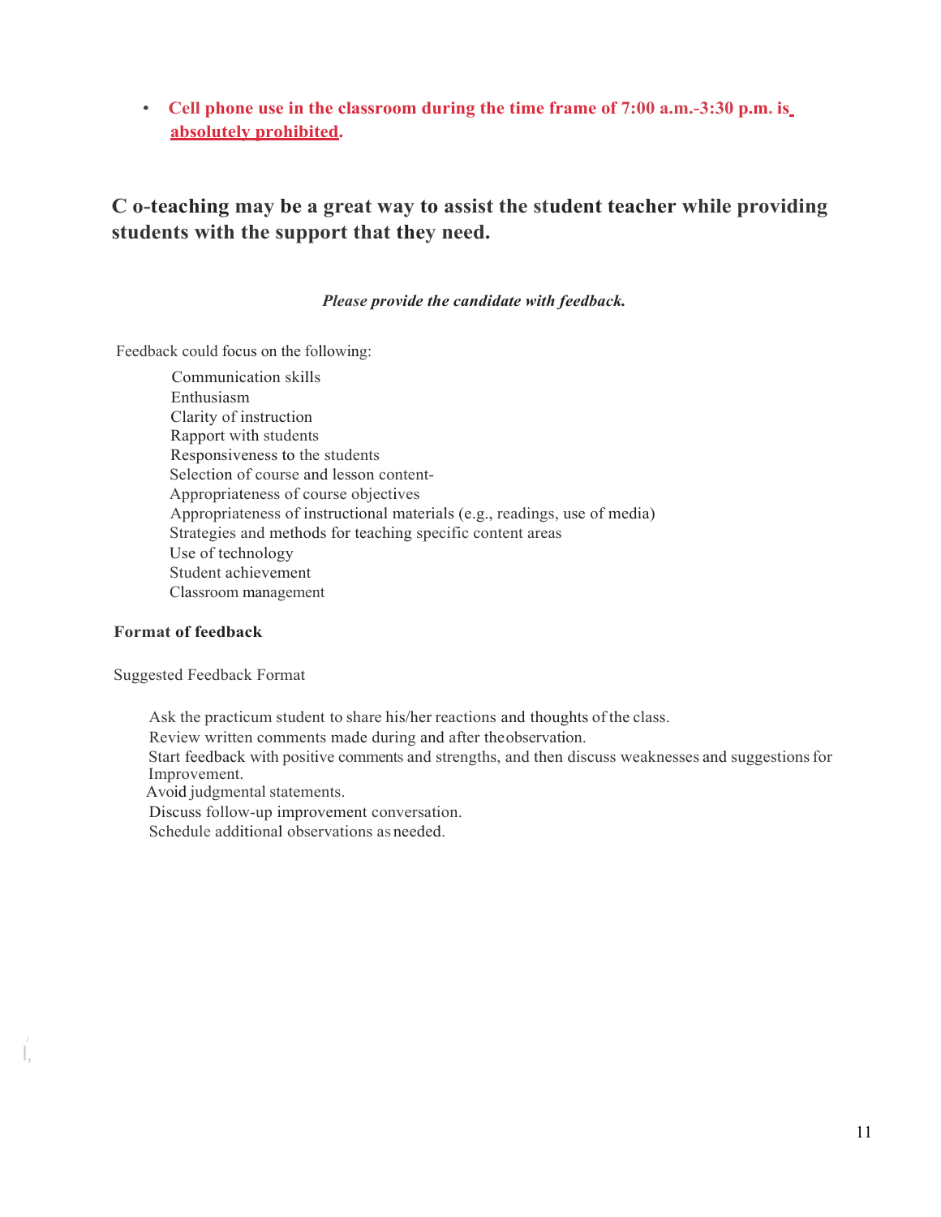- **Cell phone use in the classroom during the time frame of 7:00 a.m.-3:30 p.m. is absolutely prohibited.**

## C o-teaching may be a great way to assist the student teacher while providing students with the support that they need.

***Please provide the candidate with feedback.***

Feedback could focus on the following:

Communication skills
Enthusiasm
Clarity of instruction
Rapport with students
Responsiveness to the students
Selection of course and lesson content-
Appropriateness of course objectives
Appropriateness of instructional materials (e.g., readings, use of media)
Strategies and methods for teaching specific content areas
Use of technology
Student achievement
Classroom management

**Format of feedback**

Suggested Feedback Format

Ask the practicum student to share his/her reactions and thoughts of the class.
Review written comments made during and after the observation.
Start feedback with positive comments and strengths, and then discuss weaknesses and suggestions for Improvement.
Avoid judgmental statements.
Discuss follow-up improvement conversation.
Schedule additional observations as needed.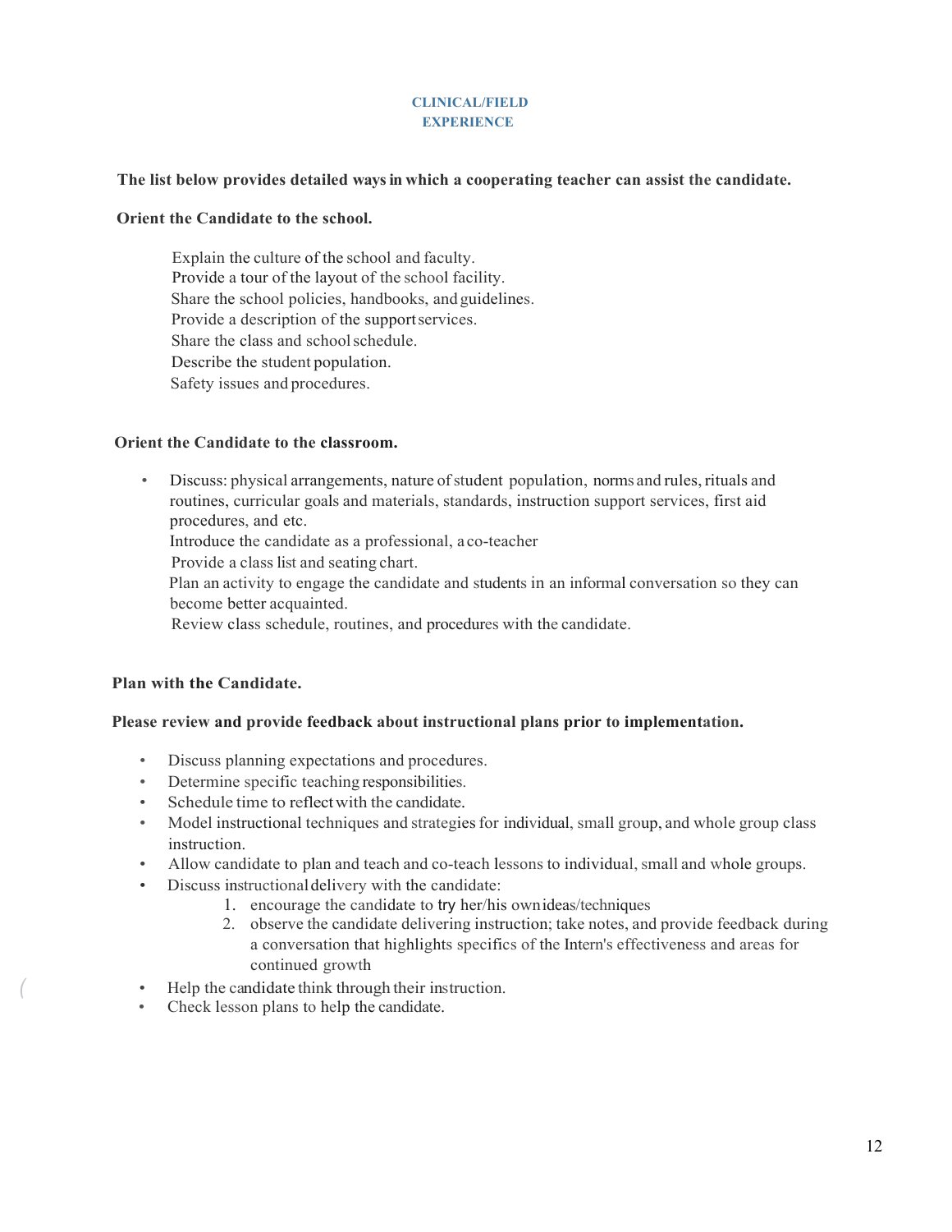## CLINICAL/FIELD EXPERIENCE

**The list below provides detailed ways in which a cooperating teacher can assist the candidate.**

**Orient the Candidate to the school.**

Explain the culture of the school and faculty.
Provide a tour of the layout of the school facility.
Share the school policies, handbooks, and guidelines.
Provide a description of the support services.
Share the class and school schedule.
Describe the student population.
Safety issues and procedures.

**Orient the Candidate to the classroom.**

- Discuss: physical arrangements, nature of student population, norms and rules, rituals and routines, curricular goals and materials, standards, instruction support services, first aid procedures, and etc.
  Introduce the candidate as a professional, a co-teacher
  Provide a class list and seating chart.
  Plan an activity to engage the candidate and students in an informal conversation so they can become better acquainted.
  Review class schedule, routines, and procedures with the candidate.

**Plan with the Candidate.**

**Please review and provide feedback about instructional plans prior to implementation.**

- Discuss planning expectations and procedures.
- Determine specific teaching responsibilities.
- Schedule time to reflect with the candidate.
- Model instructional techniques and strategies for individual, small group, and whole group class instruction.
- Allow candidate to plan and teach and co-teach lessons to individual, small and whole groups.
- Discuss instructional delivery with the candidate:
  1. encourage the candidate to try her/his own ideas/techniques
  2. observe the candidate delivering instruction; take notes, and provide feedback during a conversation that highlights specifics of the Intern's effectiveness and areas for continued growth
- Help the candidate think through their instruction.
- Check lesson plans to help the candidate.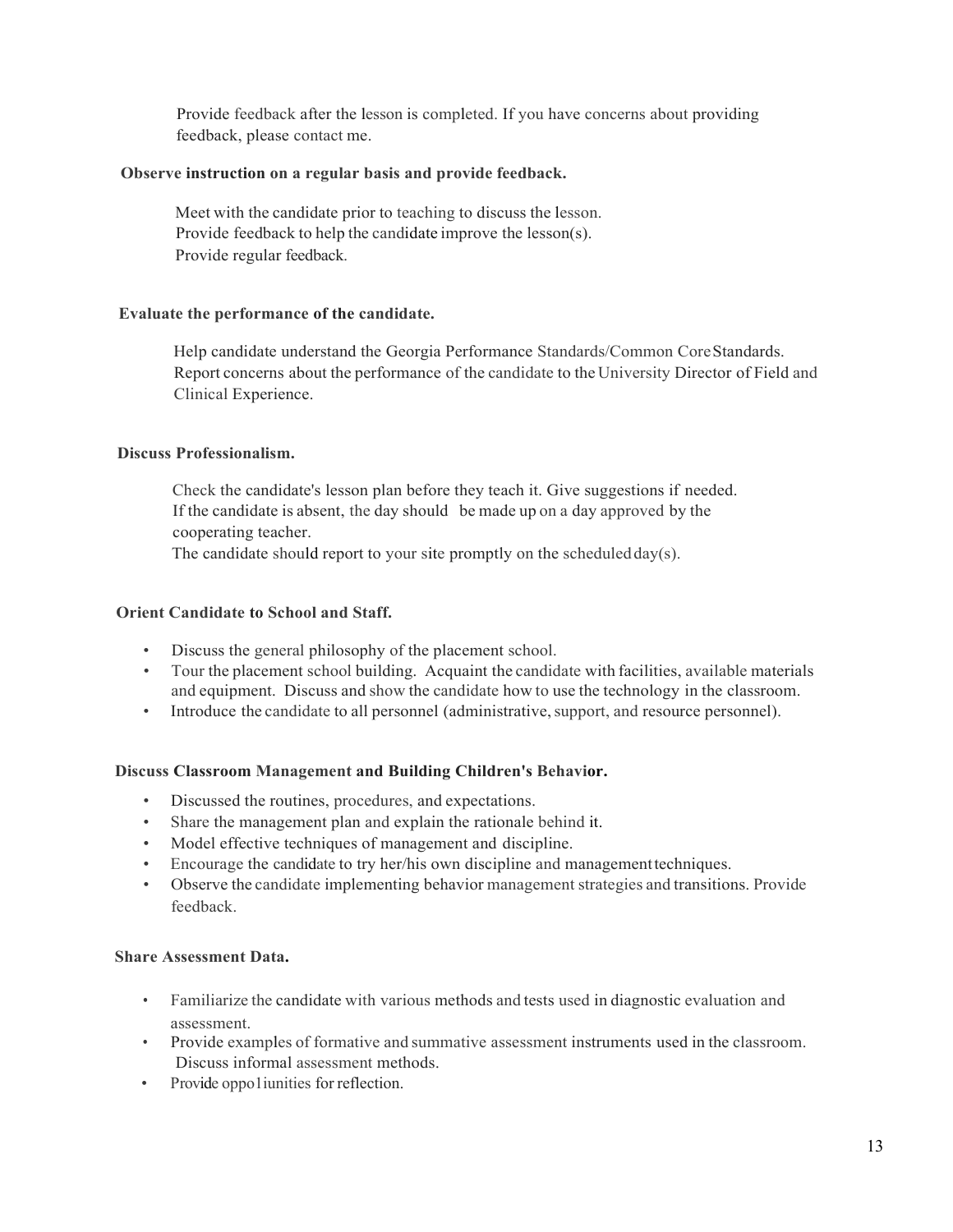Provide feedback after the lesson is completed. If you have concerns about providing feedback, please contact me.

**Observe instruction on a regular basis and provide feedback.**

Meet with the candidate prior to teaching to discuss the lesson.
Provide feedback to help the candidate improve the lesson(s).
Provide regular feedback.

**Evaluate the performance of the candidate.**

Help candidate understand the Georgia Performance Standards/Common Core Standards.
Report concerns about the performance of the candidate to the University Director of Field and Clinical Experience.

**Discuss Professionalism.**

Check the candidate's lesson plan before they teach it. Give suggestions if needed.
If the candidate is absent, the day should be made up on a day approved by the cooperating teacher.
The candidate should report to your site promptly on the scheduled day(s).

**Orient Candidate to School and Staff.**

- Discuss the general philosophy of the placement school.
- Tour the placement school building. Acquaint the candidate with facilities, available materials and equipment. Discuss and show the candidate how to use the technology in the classroom.
- Introduce the candidate to all personnel (administrative, support, and resource personnel).

**Discuss Classroom Management and Building Children's Behavior.**

- Discussed the routines, procedures, and expectations.
- Share the management plan and explain the rationale behind it.
- Model effective techniques of management and discipline.
- Encourage the candidate to try her/his own discipline and management techniques.
- Observe the candidate implementing behavior management strategies and transitions. Provide feedback.

**Share Assessment Data.**

- Familiarize the candidate with various methods and tests used in diagnostic evaluation and assessment.
- Provide examples of formative and summative assessment instruments used in the classroom. Discuss informal assessment methods.
- Provide oppo1iunities for reflection.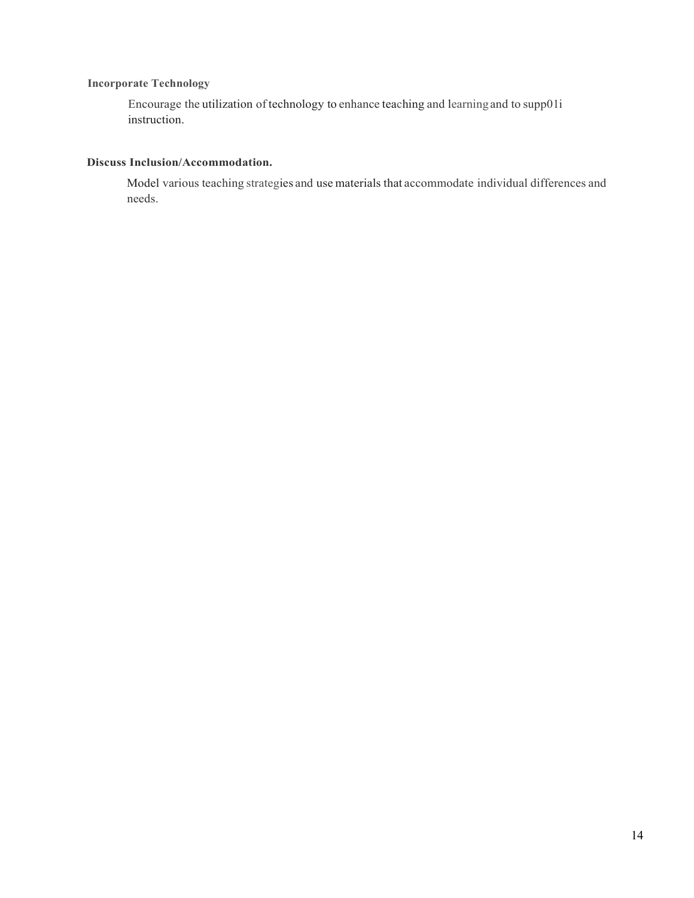**Incorporate Technology**

Encourage the utilization of technology to enhance teaching and learning and to supp01i instruction.

**Discuss Inclusion/Accommodation.**

Model various teaching strategies and use materials that accommodate individual differences and needs.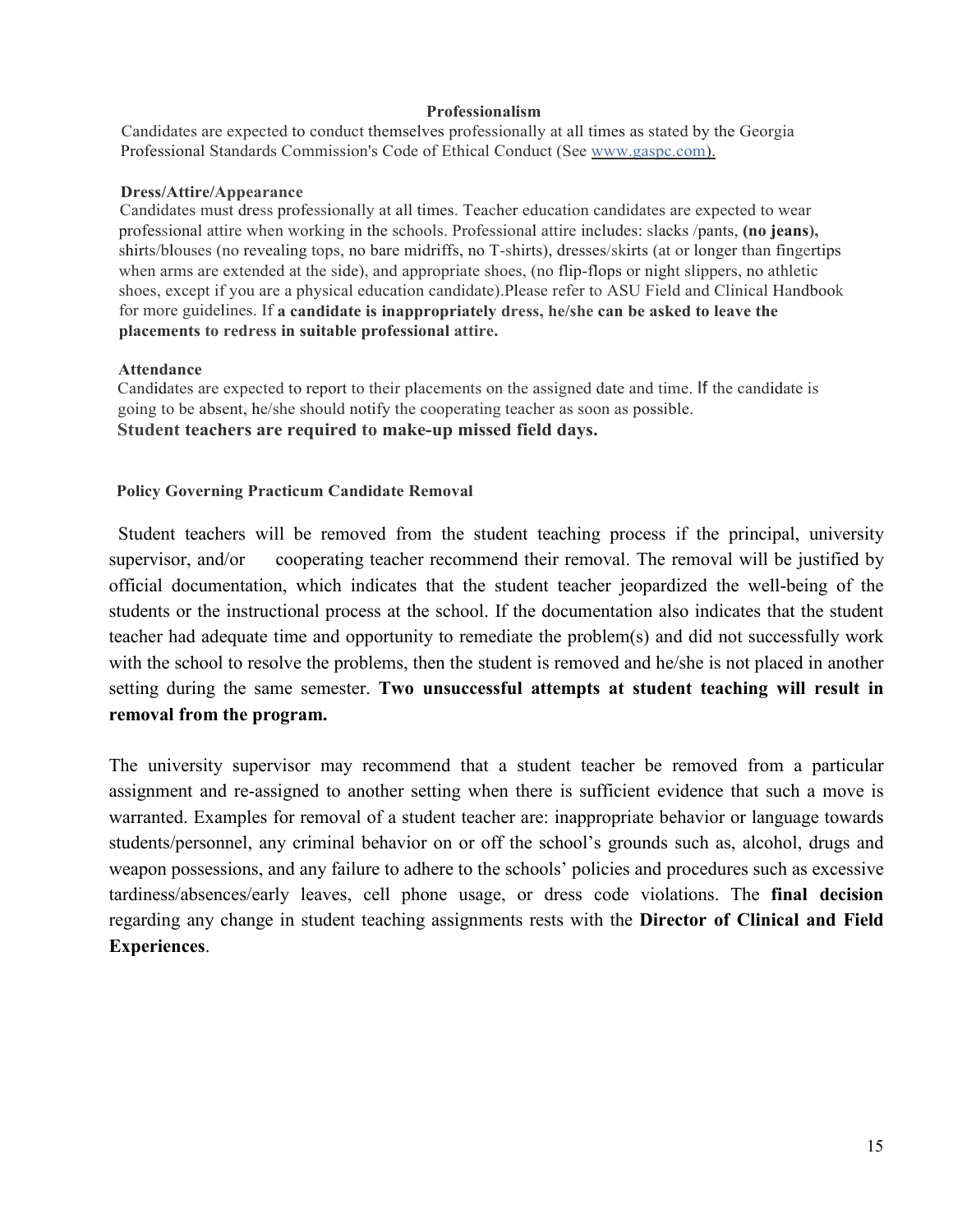## Professionalism

Candidates are expected to conduct themselves professionally at all times as stated by the Georgia Professional Standards Commission's Code of Ethical Conduct (See www.gaspc.com).

### Dress/Attire/Appearance

Candidates must dress professionally at all times. Teacher education candidates are expected to wear professional attire when working in the schools. Professional attire includes: slacks /pants, **(no jeans),** shirts/blouses (no revealing tops, no bare midriffs, no T-shirts), dresses/skirts (at or longer than fingertips when arms are extended at the side), and appropriate shoes, (no flip-flops or night slippers, no athletic shoes, except if you are a physical education candidate).Please refer to ASU Field and Clinical Handbook for more guidelines. If **a candidate is inappropriately dress, he/she can be asked to leave the placements to redress in suitable professional attire.**

### Attendance

Candidates are expected to report to their placements on the assigned date and time. If the candidate is going to be absent, he/she should notify the cooperating teacher as soon as possible.
**Student teachers are required to make-up missed field days.**

### Policy Governing Practicum Candidate Removal

Student teachers will be removed from the student teaching process if the principal, university supervisor, and/or cooperating teacher recommend their removal. The removal will be justified by official documentation, which indicates that the student teacher jeopardized the well-being of the students or the instructional process at the school. If the documentation also indicates that the student teacher had adequate time and opportunity to remediate the problem(s) and did not successfully work with the school to resolve the problems, then the student is removed and he/she is not placed in another setting during the same semester. **Two unsuccessful attempts at student teaching will result in removal from the program.**

The university supervisor may recommend that a student teacher be removed from a particular assignment and re-assigned to another setting when there is sufficient evidence that such a move is warranted. Examples for removal of a student teacher are: inappropriate behavior or language towards students/personnel, any criminal behavior on or off the school's grounds such as, alcohol, drugs and weapon possessions, and any failure to adhere to the schools' policies and procedures such as excessive tardiness/absences/early leaves, cell phone usage, or dress code violations. The **final decision** regarding any change in student teaching assignments rests with the **Director of Clinical and Field Experiences**.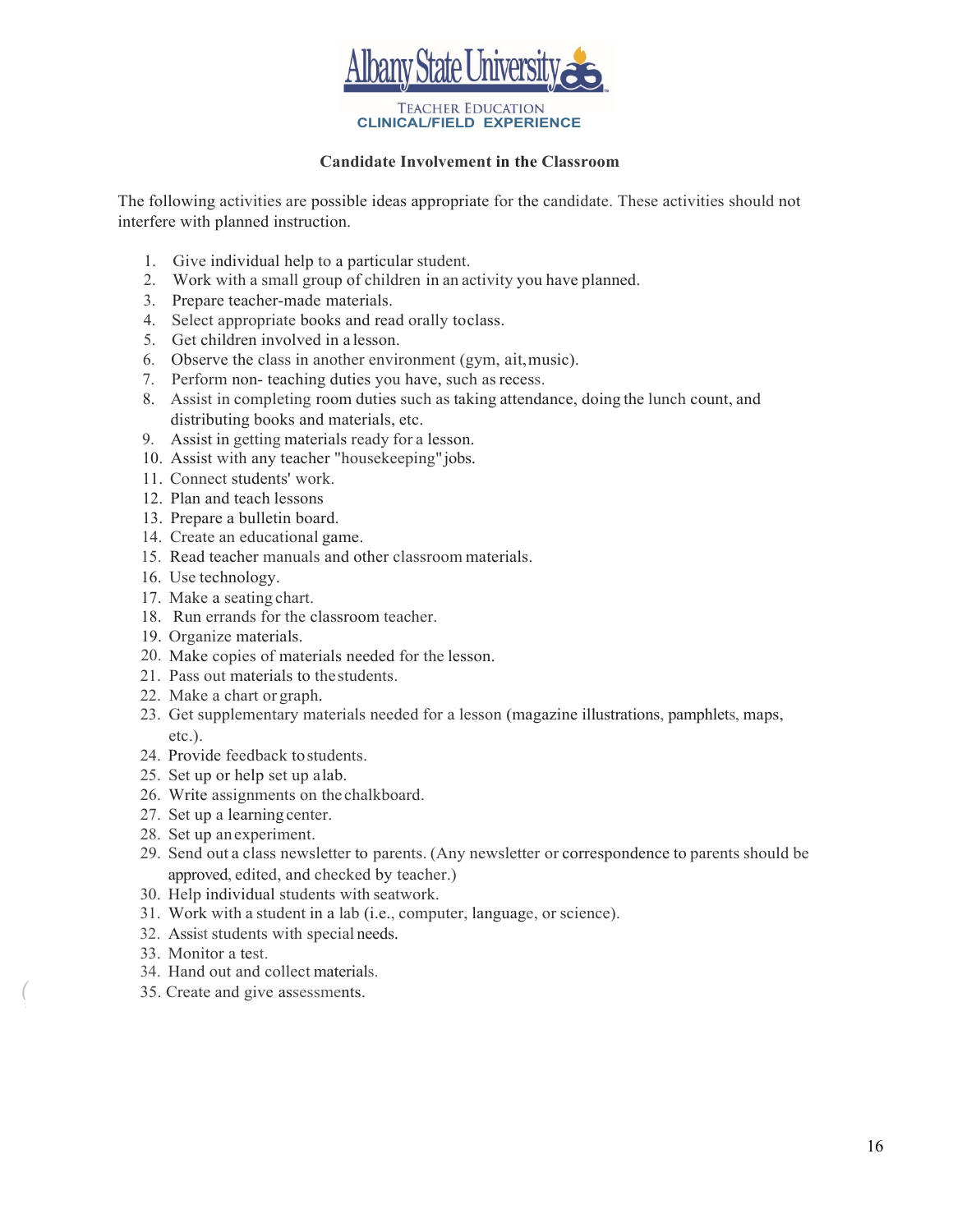Albany State University

TEACHER EDUCATION
**CLINICAL/FIELD EXPERIENCE**

**Candidate Involvement in the Classroom**

The following activities are possible ideas appropriate for the candidate. These activities should not interfere with planned instruction.

1. Give individual help to a particular student.
2. Work with a small group of children in an activity you have planned.
3. Prepare teacher-made materials.
4. Select appropriate books and read orally toclass.
5. Get children involved in a lesson.
6. Observe the class in another environment (gym, ait, music).
7. Perform non- teaching duties you have, such as recess.
8. Assist in completing room duties such as taking attendance, doing the lunch count, and distributing books and materials, etc.
9. Assist in getting materials ready for a lesson.
10. Assist with any teacher "housekeeping" jobs.
11. Connect students' work.
12. Plan and teach lessons
13. Prepare a bulletin board.
14. Create an educational game.
15. Read teacher manuals and other classroom materials.
16. Use technology.
17. Make a seating chart.
18. Run errands for the classroom teacher.
19. Organize materials.
20. Make copies of materials needed for the lesson.
21. Pass out materials to the students.
22. Make a chart or graph.
23. Get supplementary materials needed for a lesson (magazine illustrations, pamphlets, maps, etc.).
24. Provide feedback to students.
25. Set up or help set up alab.
26. Write assignments on the chalkboard.
27. Set up a learning center.
28. Set up an experiment.
29. Send out a class newsletter to parents. (Any newsletter or correspondence to parents should be approved, edited, and checked by teacher.)
30. Help individual students with seatwork.
31. Work with a student in a lab (i.e., computer, language, or science).
32. Assist students with special needs.
33. Monitor a test.
34. Hand out and collect materials.
35. Create and give assessments.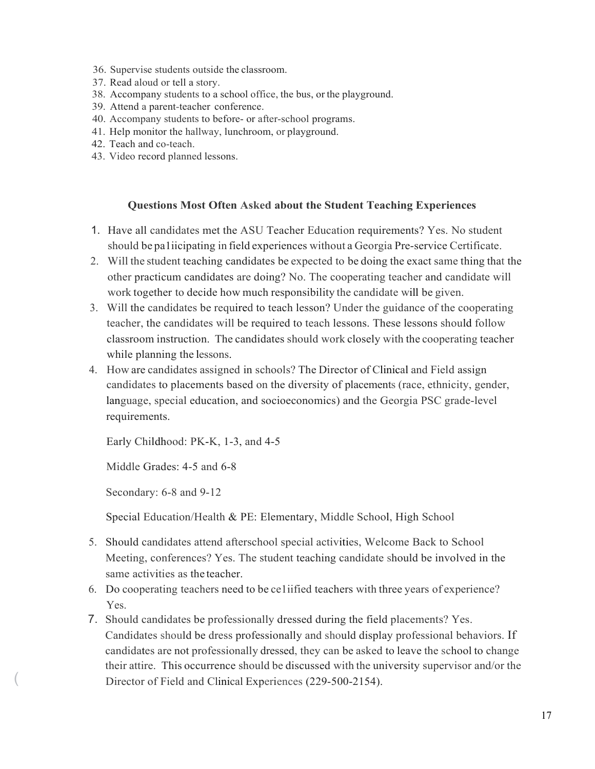36. Supervise students outside the classroom.
37. Read aloud or tell a story.
38. Accompany students to a school office, the bus, or the playground.
39. Attend a parent-teacher conference.
40. Accompany students to before- or after-school programs.
41. Help monitor the hallway, lunchroom, or playground.
42. Teach and co-teach.
43. Video record planned lessons.

### Questions Most Often Asked about the Student Teaching Experiences

1. Have all candidates met the ASU Teacher Education requirements? Yes. No student should be pa1iicipating in field experiences without a Georgia Pre-service Certificate.
2. Will the student teaching candidates be expected to be doing the exact same thing that the other practicum candidates are doing? No. The cooperating teacher and candidate will work together to decide how much responsibility the candidate will be given.
3. Will the candidates be required to teach lesson? Under the guidance of the cooperating teacher, the candidates will be required to teach lessons. These lessons should follow classroom instruction. The candidates should work closely with the cooperating teacher while planning the lessons.
4. How are candidates assigned in schools? The Director of Clinical and Field assign candidates to placements based on the diversity of placements (race, ethnicity, gender, language, special education, and socioeconomics) and the Georgia PSC grade-level requirements.

   Early Childhood: PK-K, 1-3, and 4-5

   Middle Grades: 4-5 and 6-8

   Secondary: 6-8 and 9-12

   Special Education/Health & PE: Elementary, Middle School, High School

5. Should candidates attend afterschool special activities, Welcome Back to School Meeting, conferences? Yes. The student teaching candidate should be involved in the same activities as the teacher.
6. Do cooperating teachers need to be ce1iified teachers with three years of experience? Yes.
7. Should candidates be professionally dressed during the field placements? Yes. Candidates should be dress professionally and should display professional behaviors. If candidates are not professionally dressed, they can be asked to leave the school to change their attire. This occurrence should be discussed with the university supervisor and/or the Director of Field and Clinical Experiences (229-500-2154).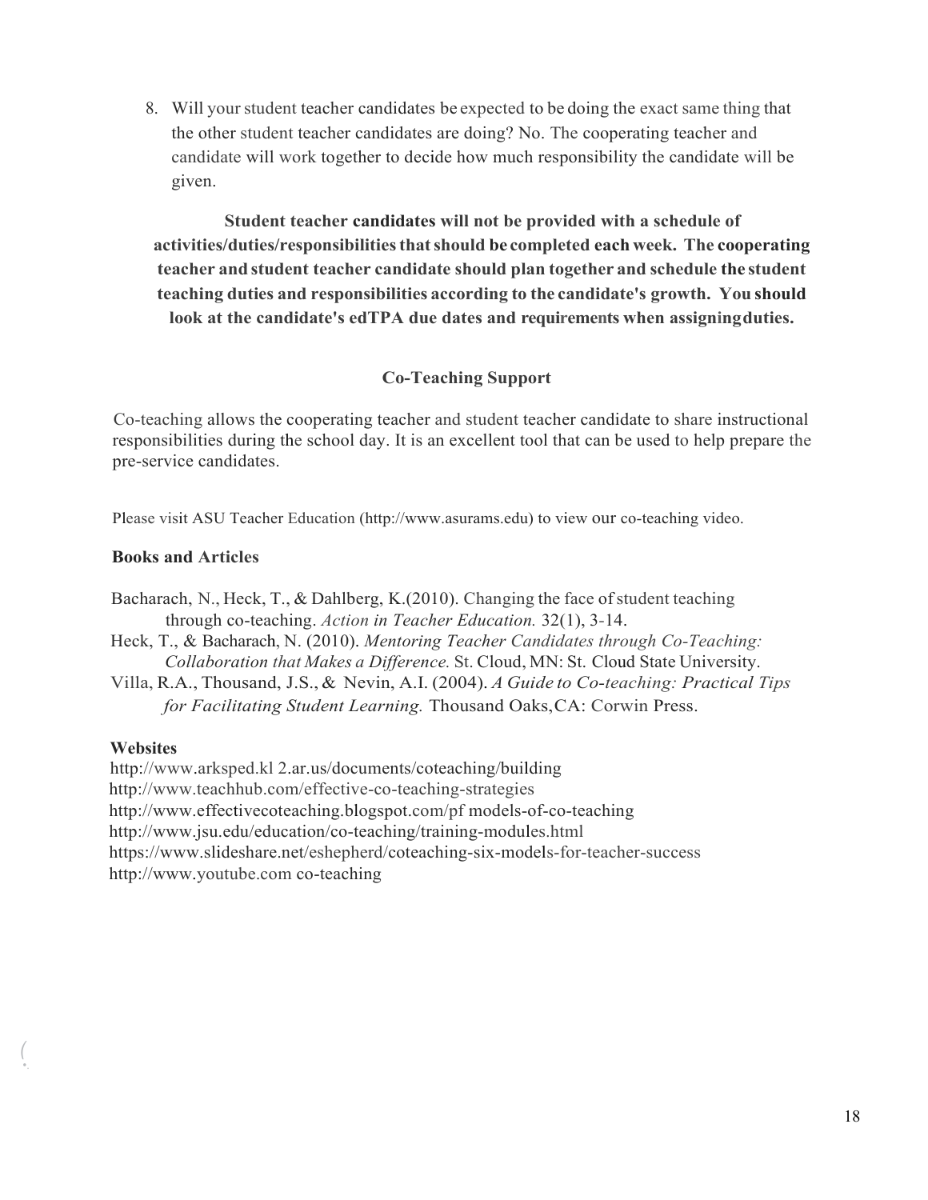8. Will your student teacher candidates be expected to be doing the exact same thing that the other student teacher candidates are doing? No. The cooperating teacher and candidate will work together to decide how much responsibility the candidate will be given.

**Student teacher candidates will not be provided with a schedule of activities/duties/responsibilities that should be completed each week. The cooperating teacher and student teacher candidate should plan together and schedule the student teaching duties and responsibilities according to the candidate's growth. You should look at the candidate's edTPA due dates and requirements when assigning duties.**

## Co-Teaching Support

Co-teaching allows the cooperating teacher and student teacher candidate to share instructional responsibilities during the school day. It is an excellent tool that can be used to help prepare the pre-service candidates.

Please visit ASU Teacher Education (http://www.asurams.edu) to view our co-teaching video.

### Books and Articles

Bacharach, N., Heck, T., & Dahlberg, K.(2010). Changing the face of student teaching through co-teaching. *Action in Teacher Education.* 32(1), 3-14.

Heck, T., & Bacharach, N. (2010). *Mentoring Teacher Candidates through Co-Teaching: Collaboration that Makes a Difference.* St. Cloud, MN: St. Cloud State University.

Villa, R.A., Thousand, J.S., & Nevin, A.I. (2004). *A Guide to Co-teaching: Practical Tips for Facilitating Student Learning.* Thousand Oaks, CA: Corwin Press.

### Websites

http://www.arksped.kl 2.ar.us/documents/coteaching/building
http://www.teachhub.com/effective-co-teaching-strategies
http://www.effectivecoteaching.blogspot.com/pf models-of-co-teaching
http://www.jsu.edu/education/co-teaching/training-modules.html
https://www.slideshare.net/eshepherd/coteaching-six-models-for-teacher-success
http://www.youtube.com co-teaching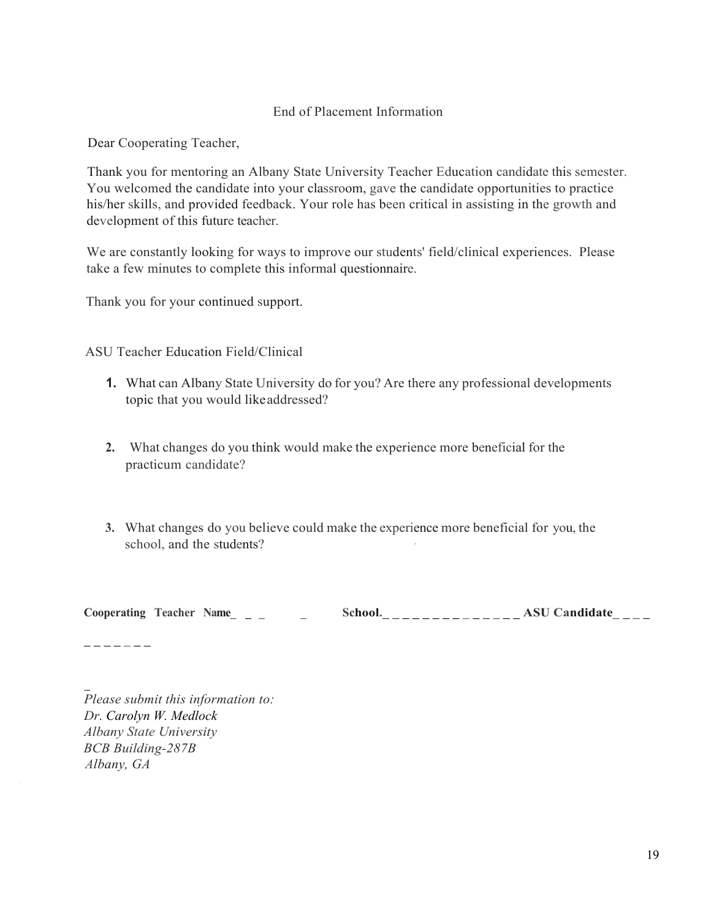End of Placement Information

Dear Cooperating Teacher,

Thank you for mentoring an Albany State University Teacher Education candidate this semester. You welcomed the candidate into your classroom, gave the candidate opportunities to practice his/her skills, and provided feedback. Your role has been critical in assisting in the growth and development of this future teacher.

We are constantly looking for ways to improve our students' field/clinical experiences. Please take a few minutes to complete this informal questionnaire.

Thank you for your continued support.

ASU Teacher Education Field/Clinical

1. What can Albany State University do for you? Are there any professional developments topic that you would like addressed?

2. What changes do you think would make the experience more beneficial for the practicum candidate?

3. What changes do you believe could make the experience more beneficial for you, the school, and the students?

**Cooperating Teacher Name**_ _ _ _ **School.**_ _ _ _ _ _ _ _ _ _ _ _ _ _ **ASU Candidate**_ _ _ _ _ _ _ _ _ _ _ _

*Please submit this information to:*
*Dr. Carolyn W. Medlock*
*Albany State University*
*BCB Building-287B*
*Albany, GA*